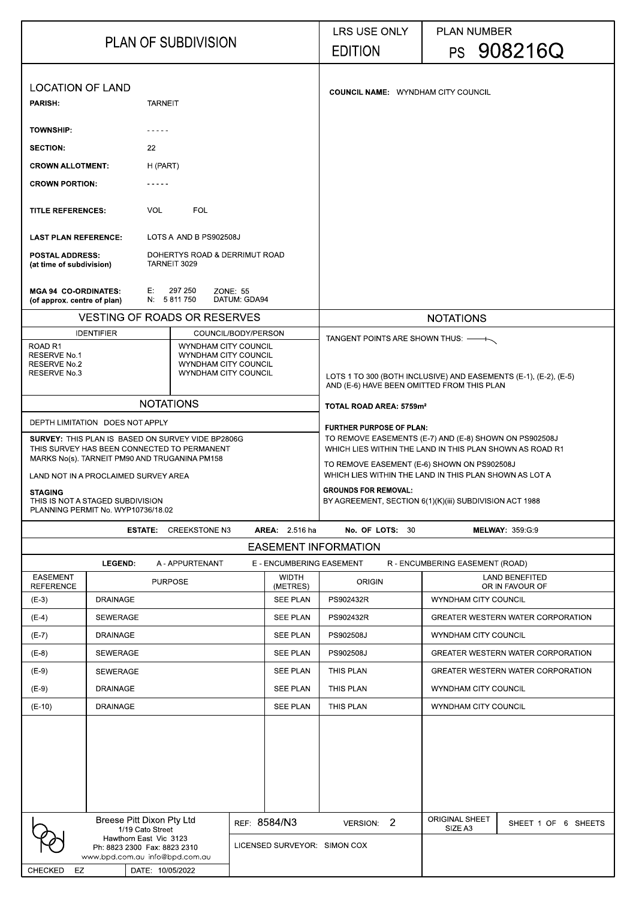# PLAN OF SUBDIVISION

LRS USE ONLY

EDITION

PLAN NUMBER

PS 908216Q

## LOCATION OF LAND

**PARISH:** TARNEIT

**TOWNSHIP:** - - - - -

**SECTION:** 22

**CROWN ALLOTMENT:** H (PART)

**CROWN PORTION:** - - - - -

**TITLE REFERENCES:** VOL FOL

**LAST PLAN REFERENCE:** LOTS A AND B PS902508J

**POSTAL ADDRESS:** (at time of subdivision) DOHERTYS ROAD & DERRIMUT ROAD TARNEIT 3029

**MGA 94 CO-ORDINATES:** (of approx. centre of plan) E: 297 250 N: 5 811 750 ZONE: 55 DATUM: GDA94

**COUNCIL NAME:** WYNDHAM CITY COUNCIL

## VESTING OF ROADS OR RESERVES

| IDENTIFIER | COUNCIL/BODY/PERSON |
|---|---|
| ROAD R1 | WYNDHAM CITY COUNCIL |
| RESERVE No.1 | WYNDHAM CITY COUNCIL |
| RESERVE No.2 | WYNDHAM CITY COUNCIL |
| RESERVE No.3 | WYNDHAM CITY COUNCIL |

## NOTATIONS

DEPTH LIMITATION DOES NOT APPLY

**SURVEY:** THIS PLAN IS BASED ON SURVEY VIDE BP2806G
THIS SURVEY HAS BEEN CONNECTED TO PERMANENT MARKS No(s). TARNEIT PM90 AND TRUGANINA PM158

LAND NOT IN A PROCLAIMED SURVEY AREA

**STAGING**
THIS IS NOT A STAGED SUBDIVISION
PLANNING PERMIT No. WYP10736/18.02

## NOTATIONS

TANGENT POINTS ARE SHOWN THUS:

LOTS 1 TO 300 (BOTH INCLUSIVE) AND EASEMENTS (E-1), (E-2), (E-5) AND (E-6) HAVE BEEN OMITTED FROM THIS PLAN

**TOTAL ROAD AREA: 5759m²**

**FURTHER PURPOSE OF PLAN:**
TO REMOVE EASEMENTS (E-7) AND (E-8) SHOWN ON PS902508J WHICH LIES WITHIN THE LAND IN THIS PLAN SHOWN AS ROAD R1

TO REMOVE EASEMENT (E-6) SHOWN ON PS902508J WHICH LIES WITHIN THE LAND IN THIS PLAN SHOWN AS LOT A

**GROUNDS FOR REMOVAL:**
BY AGREEMENT, SECTION 6(1)(K)(iii) SUBDIVISION ACT 1988

**ESTATE:** CREEKSTONE N3 **AREA:** 2.516 ha **No. OF LOTS:** 30 **MELWAY:** 359:G:9

## EASEMENT INFORMATION

**LEGEND:** A - APPURTENANT E - ENCUMBERING EASEMENT R - ENCUMBERING EASEMENT (ROAD)

| EASEMENT REFERENCE | PURPOSE | WIDTH (METRES) | ORIGIN | LAND BENEFITED OR IN FAVOUR OF |
|---|---|---|---|---|
| (E-3) | DRAINAGE | SEE PLAN | PS902432R | WYNDHAM CITY COUNCIL |
| (E-4) | SEWERAGE | SEE PLAN | PS902432R | GREATER WESTERN WATER CORPORATION |
| (E-7) | DRAINAGE | SEE PLAN | PS902508J | WYNDHAM CITY COUNCIL |
| (E-8) | SEWERAGE | SEE PLAN | PS902508J | GREATER WESTERN WATER CORPORATION |
| (E-9) | SEWERAGE | SEE PLAN | THIS PLAN | GREATER WESTERN WATER CORPORATION |
| (E-9) | DRAINAGE | SEE PLAN | THIS PLAN | WYNDHAM CITY COUNCIL |
| (E-10) | DRAINAGE | SEE PLAN | THIS PLAN | WYNDHAM CITY COUNCIL |

Breese Pitt Dixon Pty Ltd
1/19 Cato Street
Hawthorn East Vic 3123
Ph: 8823 2300 Fax: 8823 2310
www.bpd.com.au info@bpd.com.au

REF: 8584/N3 VERSION: 2

LICENSED SURVEYOR: SIMON COX

ORIGINAL SHEET SIZE A3

CHECKED EZ DATE: 10/05/2022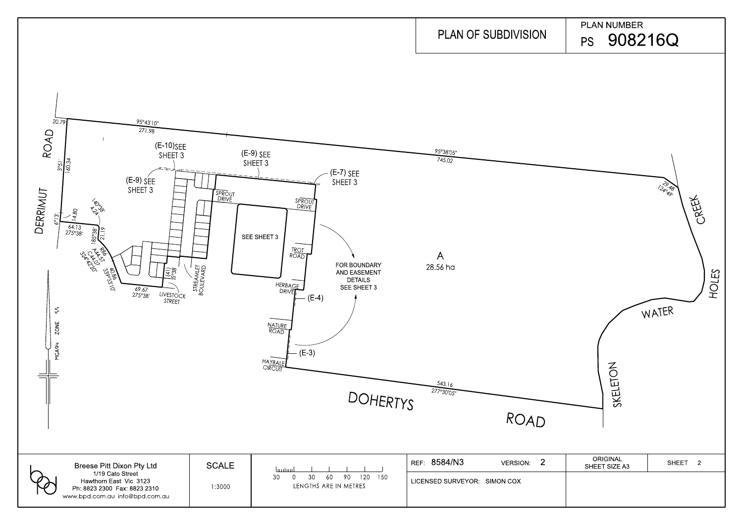# PLAN OF SUBDIVISION

PLAN NUMBER
PS 908216Q

DERRIMUT ROAD

20.79

95°43'10"
271.98

95°38'05"
745.02

3°51'
160.34

6°13'
14.80

140°38'
4.24

64.13
275°38'

185°38'
21.19

R86
A44.57
C44.07
324°42'20"

40.86
339°53'10"

69.67
275°38'

(41)
5°38'

(E-10) SEE SHEET 3

(E-9) SEE SHEET 3

(E-9) SEE SHEET 3

(E-7) SEE SHEET 3

SPROUT DRIVE

SPROUT DRIVE

SEE SHEET 3

TROT ROAD

HERBAGE DRIVE

(E-4)

NATURE ROAD

(E-3)

HAYBALE CIRCUIT

LIVESTOCK STREET

STREAMLET BOULEVARD

FOR BOUNDARY AND EASEMENT DETAILS SEE SHEET 3

A
28.56 ha

29.48
124°49'

CREEK

HOLES

WATER

SKELETON

543.16
277°30'05"

DOHERTYS ROAD

MGA94 ZONE 55

| Breese Pitt Dixon Pty Ltd<br>1/19 Cato Street<br>Hawthorn East Vic 3123<br>Ph: 8823 2300 Fax: 8823 2310<br>www.bpd.com.au info@bpd.com.au | SCALE<br>1:3000 | 30 0 30 60 90 120 150<br>LENGTHS ARE IN METRES | REF: 8584/N3 VERSION: 2<br>LICENSED SURVEYOR: SIMON COX | ORIGINAL SHEET SIZE A3 | SHEET 2 |
|---|---|---|---|---|---|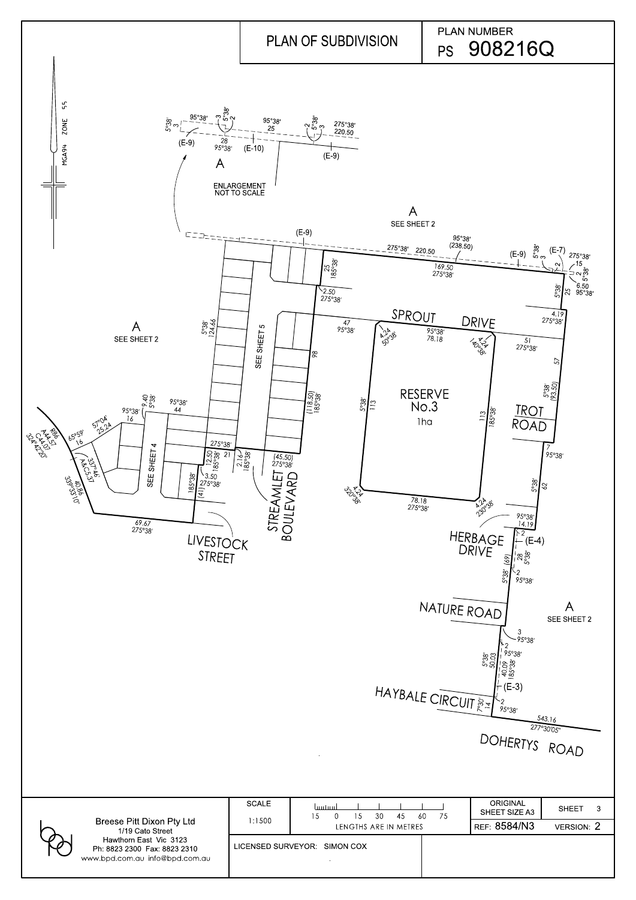# PLAN OF SUBDIVISION

PLAN NUMBER PS 908216Q

MGA94 ZONE 55

A

ENLARGEMENT NOT TO SCALE

(E-9) (E-10) (E-9)

5°38' 3 95°38' 3 5°38' 2 28 95°38' 95°38' 25 2 5°38' 3 275°38' 220.50

A SEE SHEET 2

(E-9) 275°38' 220.50 95°38' (238.50) (E-9) 5°38' 3 (E-7) 2 275°38' 15 2 5°38' 6.50 95°38'

169.50 275°38'

25 185°38' 2.50 275°38'

5°38' 25 4.19 275°38'

A SEE SHEET 2

5°38' 124.66

SEE SHEET 5

47 95°38'

SPROUT DRIVE

4.24 50°38' 95°38' 78.18 4.24 140°38'

51 275°38'

57

98

5°38' (93.50)

RESERVE No.3 1ha

5°38' 113 113 185°38'

TROT ROAD

(118.50) 185°38'

7 95°38'

9.40 5°38' 95°38' 16 95°38' 44

R86 A44.57 C44.07 324°42'20"

65°59' 16 57°04' 25.24

337°46' A&C5.37

339°33'10" 40.86

SEE SHEET 4

275°38' 21 12.50 185°38' 2.16 185°38' (45.50) 275°38'

185°38' (41) 3.50 275°38'

4.24 320°38' 78.18 275°38' 4.24 230°38'

5°38' 62

95°38' 14.19

69.67 275°38'

LIVESTOCK STREET

STREAMLET BOULEVARD

HERBAGE DRIVE

2 (E-4) 5°38' (69) 28 5°38' 2 95°38'

NATURE ROAD

A SEE SHEET 2

3 95°38' 2 95°38' 5°38' 50.03 40.09 185°38' (E-3)

HAYBALE CIRCUIT

7°30' 14 2 95°38'

543.16 277°30'05"

DOHERTYS ROAD

| Breese Pitt Dixon Pty Ltd<br>1/19 Cato Street<br>Hawthorn East Vic 3123<br>Ph: 8823 2300 Fax: 8823 2310<br>www.bpd.com.au info@bpd.com.au | SCALE<br>1:1500 | 15 0 15 30 45 60 75<br>LENGTHS ARE IN METRES | ORIGINAL SHEET SIZE A3 | SHEET 3 |
|---|---|---|---|---|
| | LICENSED SURVEYOR: SIMON COX | | REF: 8584/N3 | VERSION: 2 |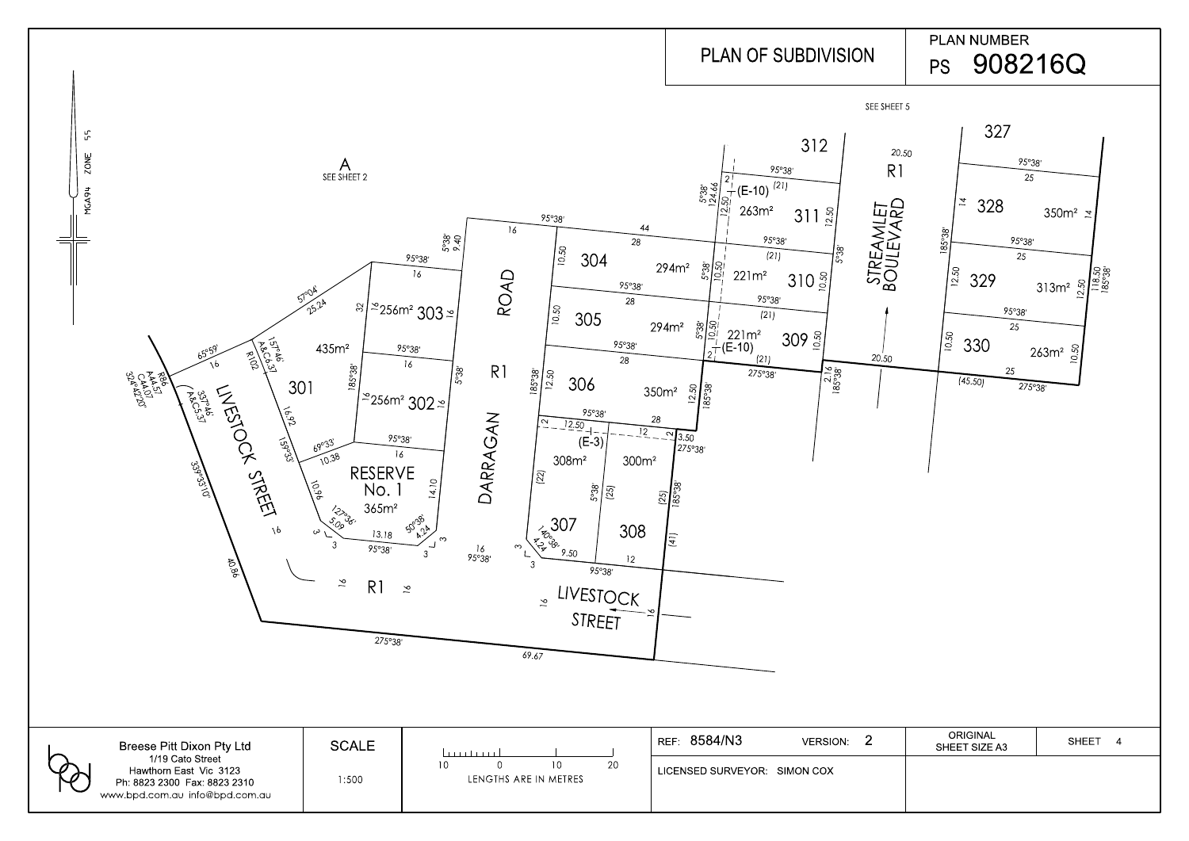# PLAN OF SUBDIVISION

PLAN NUMBER **PS 908216Q**

MGA94 ZONE 55

A
SEE SHEET 2

SEE SHEET 5

312

327

R1

STREAMLET BOULEVARD

DARRAGAN ROAD

R1

LIVESTOCK STREET

LIVESTOCK STREET

R1

RESERVE No. 1
365m²

| Lot | Area |
|---|---|
| 301 | 435m² |
| 302 | 256m² |
| 303 | 256m² |
| 304 | 294m² |
| 305 | 294m² |
| 306 | 350m² |
| 307 | 308m² |
| 308 | 300m² |
| 309 | 221m² |
| 310 | 221m² |
| 311 | 263m² |
| 328 | 350m² |
| 329 | 313m² |
| 330 | 263m² |

(E-10) (E-10) (E-3)

95°38' 275°38' 185°38' 5°38' 57°04' 65°59' 157°46' 69°33' 159°33' 339°33'10" 127°36' 50°38' 140°38' 337°46' 324°42'20"

R86 A44.57 C44.07

R102 A&C6.37

A&C5.37

Breese Pitt Dixon Pty Ltd
1/19 Cato Street
Hawthorn East Vic 3123
Ph: 8823 2300 Fax: 8823 2310
www.bpd.com.au info@bpd.com.au

SCALE 1:500

LENGTHS ARE IN METRES

REF: 8584/N3 VERSION: 2

ORIGINAL SHEET SIZE A3

SHEET 4

LICENSED SURVEYOR: SIMON COX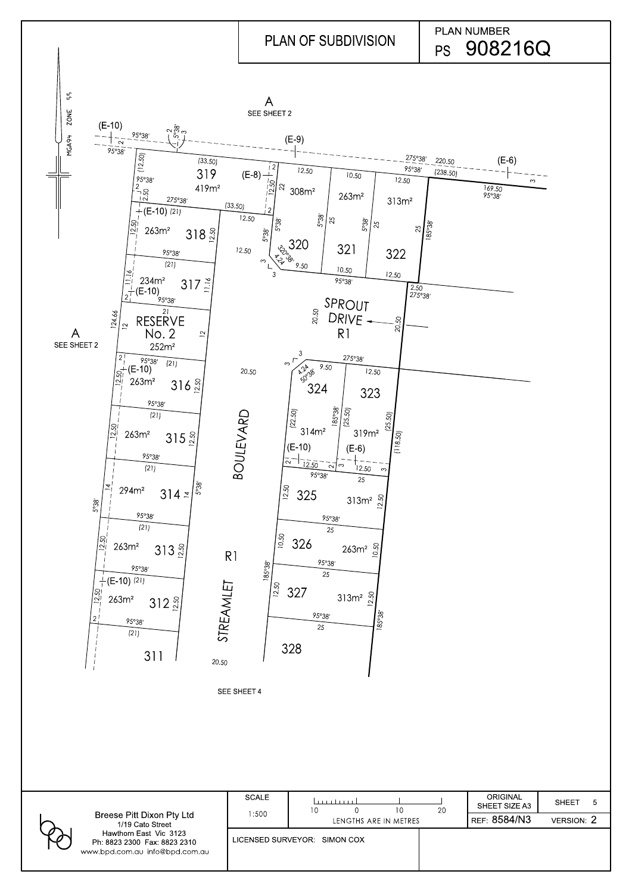# PLAN OF SUBDIVISION

PLAN NUMBER
PS 908216Q

MGA94 ZONE 55

A
SEE SHEET 2

A
SEE SHEET 2

(E-10) (E-9) (E-8) (E-6)

95°38' 2 5°38' 3 275°38' 220.50 (238.50) 95°38' 169.50 95°38' 3

(12.50) (33.50) 319 419m² 95°38' 2 2.50 275°38' (33.50) 2

12.50 308m² 12.50 22 2 10.50 263m² 12.50 313m² 25 185°38'

(E-10) (21) 12.50 263m² 318 12.50 95°38' (21)

12.50 5°38' 5°38' 25 5°38' 25 25 320 321 322 12.50 3 320°38' 4.24 9.50 10.50 12.50 95°38' 3

11.16 234m² 317 11.16 2 (E-10) 95°38' 21

2.50 275°38'

124.66 12 RESERVE No. 2 252m² 12

20.50 SPROUT DRIVE R1 20.50

2 95°38' (21) (E-10) 12.50 263m² 316 12.50

20.50

3 3 4.24 50°38' 9.50 275°38' 12.50 324 323

(22.50) 314m² 185°38' (25.50) 319m² (25.50) (118.50)

(E-10) (E-6) 2 12.50 2 3 12.50 3

95°38' (21) 12.50 263m² 315 12.50 95°38' (21)

BOULEVARD

95°38' 25 12.50 325 313m² 12.50

14 294m² 314 14 5°38' 5°38'

95°38' 25 10.50 326 263m² 10.50

95°38' (21) 12.50 263m² 313 12.50 R1

185°38' 95°38' 25 12.50 327 313m² 12.50 185°38'

95°38' (E-10) (21) 12.50 263m² 312 12.50 2 95°38' (21)

STREAMLET

95°38' 25 328

311 20.50

SEE SHEET 4

Breese Pitt Dixon Pty Ltd
1/19 Cato Street
Hawthorn East Vic 3123
Ph: 8823 2300 Fax: 8823 2310
www.bpd.com.au info@bpd.com.au

SCALE 1:500

10 0 10 20
LENGTHS ARE IN METRES

ORIGINAL SHEET SIZE A3

SHEET 5

REF: 8584/N3

VERSION: 2

LICENSED SURVEYOR: SIMON COX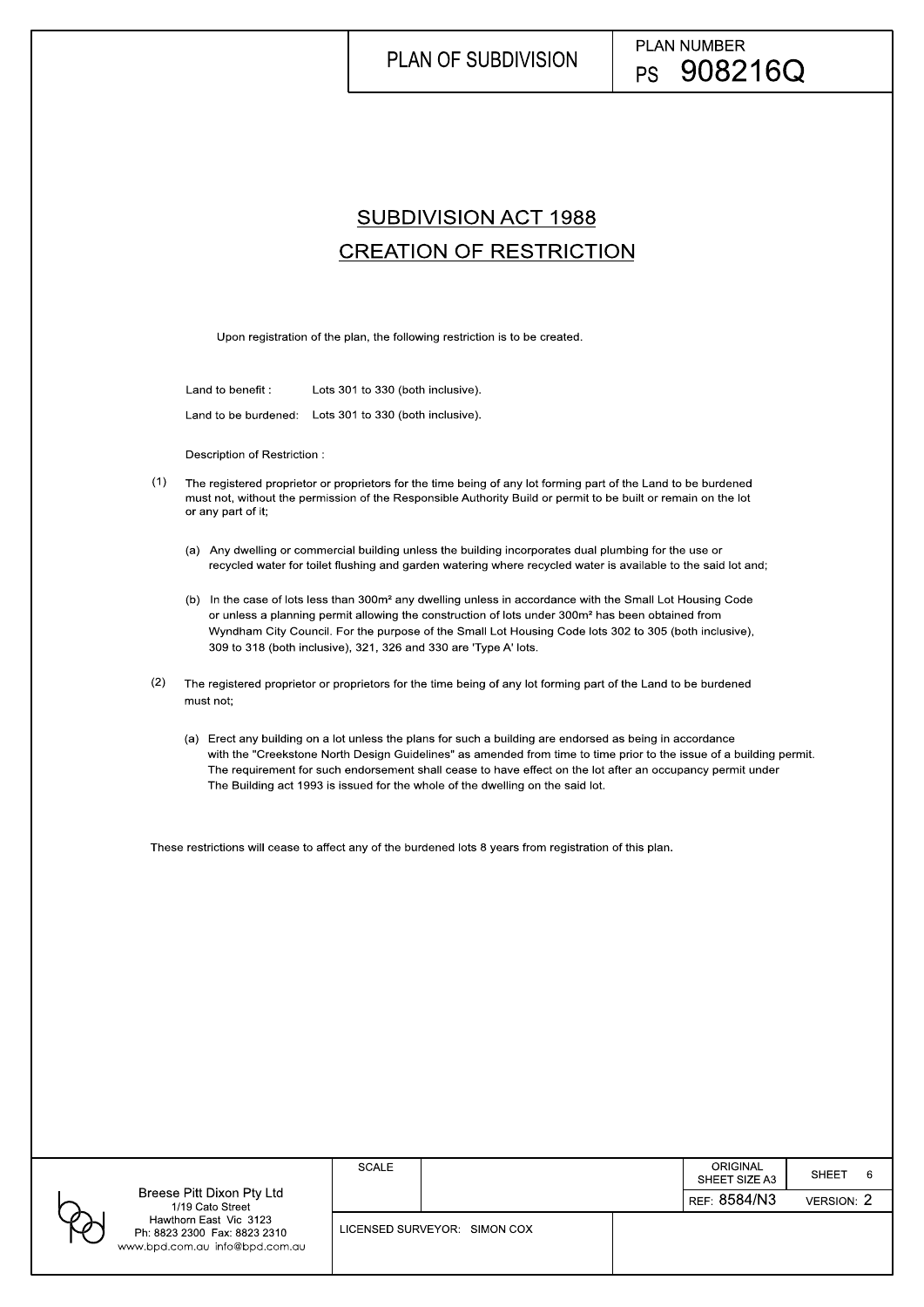PLAN OF SUBDIVISION

PLAN NUMBER

PS 908216Q

# SUBDIVISION ACT 1988

# CREATION OF RESTRICTION

Upon registration of the plan, the following restriction is to be created.

Land to benefit : Lots 301 to 330 (both inclusive).

Land to be burdened: Lots 301 to 330 (both inclusive).

Description of Restriction :

(1) The registered proprietor or proprietors for the time being of any lot forming part of the Land to be burdened must not, without the permission of the Responsible Authority Build or permit to be built or remain on the lot or any part of it;

(a) Any dwelling or commercial building unless the building incorporates dual plumbing for the use or recycled water for toilet flushing and garden watering where recycled water is available to the said lot and;

(b) In the case of lots less than 300m² any dwelling unless in accordance with the Small Lot Housing Code or unless a planning permit allowing the construction of lots under 300m² has been obtained from Wyndham City Council. For the purpose of the Small Lot Housing Code lots 302 to 305 (both inclusive), 309 to 318 (both inclusive), 321, 326 and 330 are 'Type A' lots.

(2) The registered proprietor or proprietors for the time being of any lot forming part of the Land to be burdened must not;

(a) Erect any building on a lot unless the plans for such a building are endorsed as being in accordance with the "Creekstone North Design Guidelines" as amended from time to time prior to the issue of a building permit. The requirement for such endorsement shall cease to have effect on the lot after an occupancy permit under The Building act 1993 is issued for the whole of the dwelling on the said lot.

These restrictions will cease to affect any of the burdened lots 8 years from registration of this plan.

| | | | | |
|---|---|---|---|---|
| Breese Pitt Dixon Pty Ltd<br>1/19 Cato Street<br>Hawthorn East Vic 3123<br>Ph: 8823 2300 Fax: 8823 2310<br>www.bpd.com.au info@bpd.com.au | SCALE | | ORIGINAL SHEET SIZE A3 | SHEET 6 |
| | | | REF: 8584/N3 | VERSION: 2 |
| | LICENSED SURVEYOR: SIMON COX | | | |